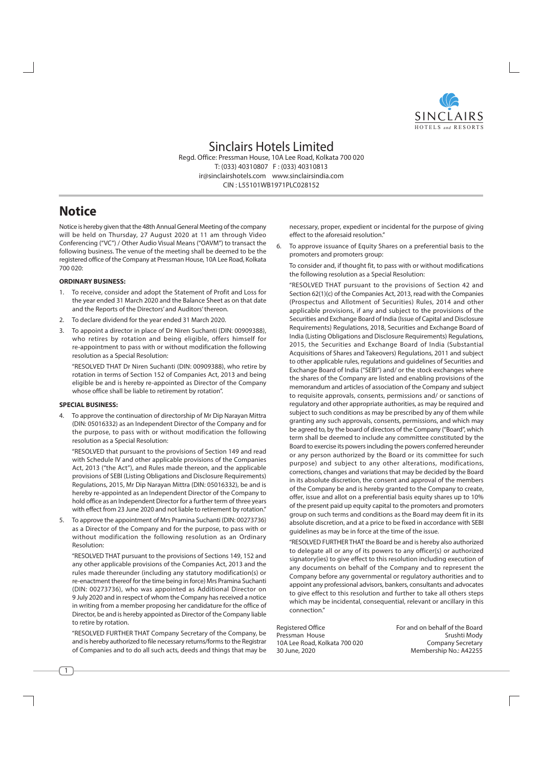# Sinclairs Hotels Limited

Regd. Office: Pressman House, 10A Lee Road, Kolkata 700 020
T: (033) 40310807 F : (033) 40310813
ir@sinclairshotels.com www.sinclairsindia.com
CIN : L55101WB1971PLC028152

# Notice

Notice is hereby given that the 48th Annual General Meeting of the company will be held on Thursday, 27 August 2020 at 11 am through Video Conferencing ("VC") / Other Audio Visual Means ("OAVM") to transact the following business. The venue of the meeting shall be deemed to be the registered office of the Company at Pressman House, 10A Lee Road, Kolkata 700 020:

**ORDINARY BUSINESS:**

1. To receive, consider and adopt the Statement of Profit and Loss for the year ended 31 March 2020 and the Balance Sheet as on that date and the Reports of the Directors' and Auditors' thereon.
2. To declare dividend for the year ended 31 March 2020.
3. To appoint a director in place of Dr Niren Suchanti (DIN: 00909388), who retires by rotation and being eligible, offers himself for re-appointment to pass with or without modification the following resolution as a Special Resolution:

   "RESOLVED THAT Dr Niren Suchanti (DIN: 00909388), who retire by rotation in terms of Section 152 of Companies Act, 2013 and being eligible be and is hereby re-appointed as Director of the Company whose office shall be liable to retirement by rotation".

**SPECIAL BUSINESS:**

4. To approve the continuation of directorship of Mr Dip Narayan Mittra (DIN: 05016332) as an Independent Director of the Company and for the purpose, to pass with or without modification the following resolution as a Special Resolution:

   "RESOLVED that pursuant to the provisions of Section 149 and read with Schedule IV and other applicable provisions of the Companies Act, 2013 ("the Act"), and Rules made thereon, and the applicable provisions of SEBI (Listing Obligations and Disclosure Requirements) Regulations, 2015, Mr Dip Narayan Mittra (DIN: 05016332), be and is hereby re-appointed as an Independent Director of the Company to hold office as an Independent Director for a further term of three years with effect from 23 June 2020 and not liable to retirement by rotation."

5. To approve the appointment of Mrs Pramina Suchanti (DIN: 00273736) as a Director of the Company and for the purpose, to pass with or without modification the following resolution as an Ordinary Resolution:

   "RESOLVED THAT pursuant to the provisions of Sections 149, 152 and any other applicable provisions of the Companies Act, 2013 and the rules made thereunder (including any statutory modification(s) or re-enactment thereof for the time being in force) Mrs Pramina Suchanti (DIN: 00273736), who was appointed as Additional Director on 9 July 2020 and in respect of whom the Company has received a notice in writing from a member proposing her candidature for the office of Director, be and is hereby appointed as Director of the Company liable to retire by rotation.

   "RESOLVED FURTHER THAT Company Secretary of the Company, be and is hereby authorized to file necessary returns/forms to the Registrar of Companies and to do all such acts, deeds and things that may be necessary, proper, expedient or incidental for the purpose of giving effect to the aforesaid resolution."

6. To approve issuance of Equity Shares on a preferential basis to the promoters and promoters group:

   To consider and, if thought fit, to pass with or without modifications the following resolution as a Special Resolution:

   "RESOLVED THAT pursuant to the provisions of Section 42 and Section 62(1)(c) of the Companies Act, 2013, read with the Companies (Prospectus and Allotment of Securities) Rules, 2014 and other applicable provisions, if any and subject to the provisions of the Securities and Exchange Board of India (Issue of Capital and Disclosure Requirements) Regulations, 2018, Securities and Exchange Board of India (Listing Obligations and Disclosure Requirements) Regulations, 2015, the Securities and Exchange Board of India (Substantial Acquisitions of Shares and Takeovers) Regulations, 2011 and subject to other applicable rules, regulations and guidelines of Securities and Exchange Board of India ("SEBI") and/ or the stock exchanges where the shares of the Company are listed and enabling provisions of the memorandum and articles of association of the Company and subject to requisite approvals, consents, permissions and/ or sanctions of regulatory and other appropriate authorities, as may be required and subject to such conditions as may be prescribed by any of them while granting any such approvals, consents, permissions, and which may be agreed to, by the board of directors of the Company ("Board", which term shall be deemed to include any committee constituted by the Board to exercise its powers including the powers conferred hereunder or any person authorized by the Board or its committee for such purpose) and subject to any other alterations, modifications, corrections, changes and variations that may be decided by the Board in its absolute discretion, the consent and approval of the members of the Company be and is hereby granted to the Company to create, offer, issue and allot on a preferential basis equity shares up to 10% of the present paid up equity capital to the promoters and promoters group on such terms and conditions as the Board may deem fit in its absolute discretion, and at a price to be fixed in accordance with SEBI guidelines as may be in force at the time of the issue.

   "RESOLVED FURTHER THAT the Board be and is hereby also authorized to delegate all or any of its powers to any officer(s) or authorized signatory(ies) to give effect to this resolution including execution of any documents on behalf of the Company and to represent the Company before any governmental or regulatory authorities and to appoint any professional advisors, bankers, consultants and advocates to give effect to this resolution and further to take all others steps which may be incidental, consequential, relevant or ancillary in this connection."

Registered Office
Pressman House
10A Lee Road, Kolkata 700 020
30 June, 2020

For and on behalf of the Board
Srushti Mody
Company Secretary
Membership No.: A42255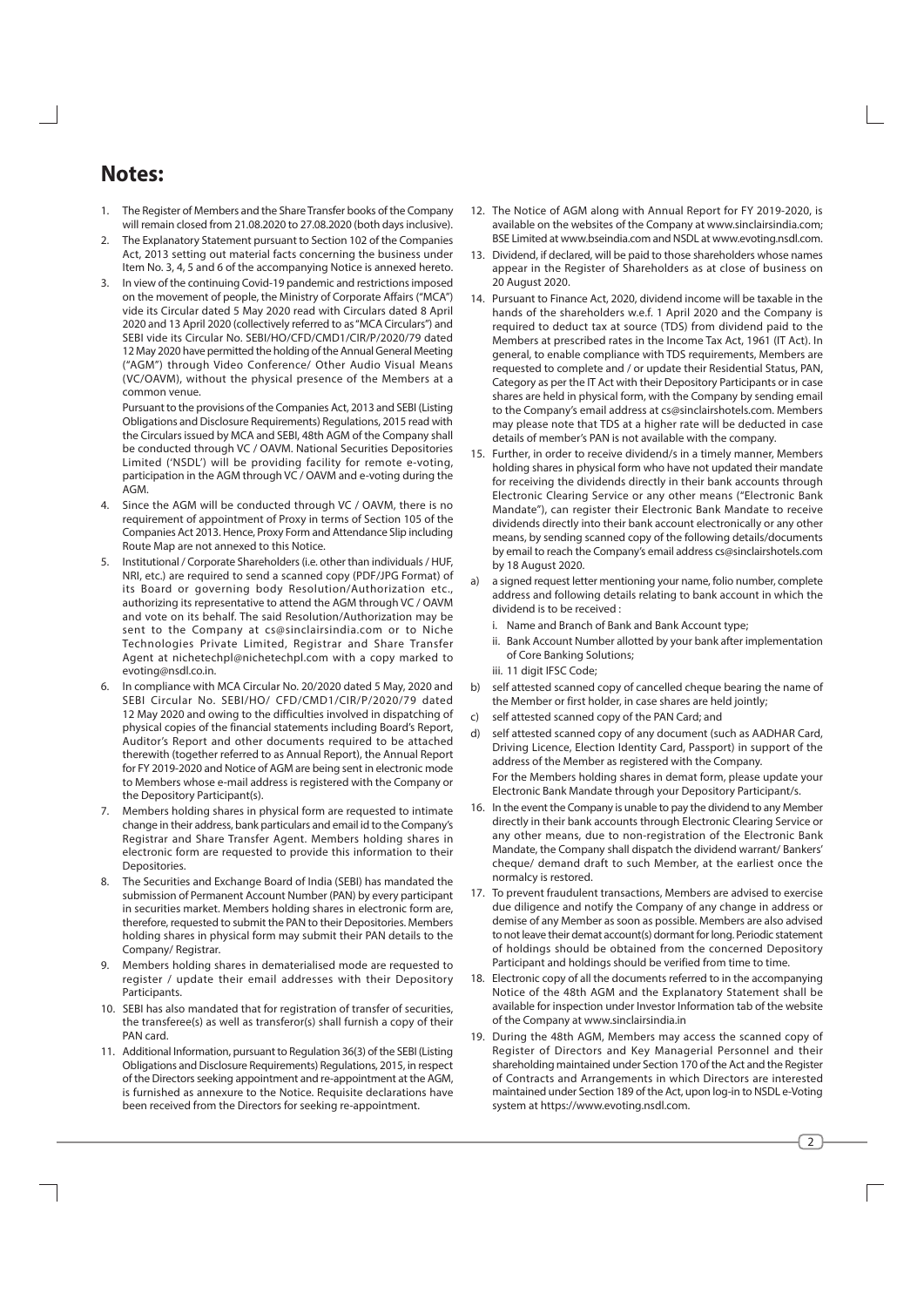# Notes:

1. The Register of Members and the Share Transfer books of the Company will remain closed from 21.08.2020 to 27.08.2020 (both days inclusive).
2. The Explanatory Statement pursuant to Section 102 of the Companies Act, 2013 setting out material facts concerning the business under Item No. 3, 4, 5 and 6 of the accompanying Notice is annexed hereto.
3. In view of the continuing Covid-19 pandemic and restrictions imposed on the movement of people, the Ministry of Corporate Affairs ("MCA") vide its Circular dated 5 May 2020 read with Circulars dated 8 April 2020 and 13 April 2020 (collectively referred to as "MCA Circulars") and SEBI vide its Circular No. SEBI/HO/CFD/CMD1/CIR/P/2020/79 dated 12 May 2020 have permitted the holding of the Annual General Meeting ("AGM") through Video Conference/ Other Audio Visual Means (VC/OAVM), without the physical presence of the Members at a common venue.

   Pursuant to the provisions of the Companies Act, 2013 and SEBI (Listing Obligations and Disclosure Requirements) Regulations, 2015 read with the Circulars issued by MCA and SEBI, 48th AGM of the Company shall be conducted through VC / OAVM. National Securities Depositories Limited ('NSDL') will be providing facility for remote e-voting, participation in the AGM through VC / OAVM and e-voting during the AGM.
4. Since the AGM will be conducted through VC / OAVM, there is no requirement of appointment of Proxy in terms of Section 105 of the Companies Act 2013. Hence, Proxy Form and Attendance Slip including Route Map are not annexed to this Notice.
5. Institutional / Corporate Shareholders (i.e. other than individuals / HUF, NRI, etc.) are required to send a scanned copy (PDF/JPG Format) of its Board or governing body Resolution/Authorization etc., authorizing its representative to attend the AGM through VC / OAVM and vote on its behalf. The said Resolution/Authorization may be sent to the Company at cs@sinclairsindia.com or to Niche Technologies Private Limited, Registrar and Share Transfer Agent at nichetechpl@nichetechpl.com with a copy marked to evoting@nsdl.co.in.
6. In compliance with MCA Circular No. 20/2020 dated 5 May, 2020 and SEBI Circular No. SEBI/HO/ CFD/CMD1/CIR/P/2020/79 dated 12 May 2020 and owing to the difficulties involved in dispatching of physical copies of the financial statements including Board's Report, Auditor's Report and other documents required to be attached therewith (together referred to as Annual Report), the Annual Report for FY 2019-2020 and Notice of AGM are being sent in electronic mode to Members whose e-mail address is registered with the Company or the Depository Participant(s).
7. Members holding shares in physical form are requested to intimate change in their address, bank particulars and email id to the Company's Registrar and Share Transfer Agent. Members holding shares in electronic form are requested to provide this information to their Depositories.
8. The Securities and Exchange Board of India (SEBI) has mandated the submission of Permanent Account Number (PAN) by every participant in securities market. Members holding shares in electronic form are, therefore, requested to submit the PAN to their Depositories. Members holding shares in physical form may submit their PAN details to the Company/ Registrar.
9. Members holding shares in dematerialised mode are requested to register / update their email addresses with their Depository Participants.
10. SEBI has also mandated that for registration of transfer of securities, the transferee(s) as well as transferor(s) shall furnish a copy of their PAN card.
11. Additional Information, pursuant to Regulation 36(3) of the SEBI (Listing Obligations and Disclosure Requirements) Regulations, 2015, in respect of the Directors seeking appointment and re-appointment at the AGM, is furnished as annexure to the Notice. Requisite declarations have been received from the Directors for seeking re-appointment.
12. The Notice of AGM along with Annual Report for FY 2019-2020, is available on the websites of the Company at www.sinclairsindia.com; BSE Limited at www.bseindia.com and NSDL at www.evoting.nsdl.com.
13. Dividend, if declared, will be paid to those shareholders whose names appear in the Register of Shareholders as at close of business on 20 August 2020.
14. Pursuant to Finance Act, 2020, dividend income will be taxable in the hands of the shareholders w.e.f. 1 April 2020 and the Company is required to deduct tax at source (TDS) from dividend paid to the Members at prescribed rates in the Income Tax Act, 1961 (IT Act). In general, to enable compliance with TDS requirements, Members are requested to complete and / or update their Residential Status, PAN, Category as per the IT Act with their Depository Participants or in case shares are held in physical form, with the Company by sending email to the Company's email address at cs@sinclairshotels.com. Members may please note that TDS at a higher rate will be deducted in case details of member's PAN is not available with the company.
15. Further, in order to receive dividend/s in a timely manner, Members holding shares in physical form who have not updated their mandate for receiving the dividends directly in their bank accounts through Electronic Clearing Service or any other means ("Electronic Bank Mandate"), can register their Electronic Bank Mandate to receive dividends directly into their bank account electronically or any other means, by sending scanned copy of the following details/documents by email to reach the Company's email address cs@sinclairshotels.com by 18 August 2020.

   a) a signed request letter mentioning your name, folio number, complete address and following details relating to bank account in which the dividend is to be received :
      - i. Name and Branch of Bank and Bank Account type;
      - ii. Bank Account Number allotted by your bank after implementation of Core Banking Solutions;
      - iii. 11 digit IFSC Code;

   b) self attested scanned copy of cancelled cheque bearing the name of the Member or first holder, in case shares are held jointly;

   c) self attested scanned copy of the PAN Card; and

   d) self attested scanned copy of any document (such as AADHAR Card, Driving Licence, Election Identity Card, Passport) in support of the address of the Member as registered with the Company.

   For the Members holding shares in demat form, please update your Electronic Bank Mandate through your Depository Participant/s.
16. In the event the Company is unable to pay the dividend to any Member directly in their bank accounts through Electronic Clearing Service or any other means, due to non-registration of the Electronic Bank Mandate, the Company shall dispatch the dividend warrant/ Bankers' cheque/ demand draft to such Member, at the earliest once the normalcy is restored.
17. To prevent fraudulent transactions, Members are advised to exercise due diligence and notify the Company of any change in address or demise of any Member as soon as possible. Members are also advised to not leave their demat account(s) dormant for long. Periodic statement of holdings should be obtained from the concerned Depository Participant and holdings should be verified from time to time.
18. Electronic copy of all the documents referred to in the accompanying Notice of the 48th AGM and the Explanatory Statement shall be available for inspection under Investor Information tab of the website of the Company at www.sinclairsindia.in
19. During the 48th AGM, Members may access the scanned copy of Register of Directors and Key Managerial Personnel and their shareholding maintained under Section 170 of the Act and the Register of Contracts and Arrangements in which Directors are interested maintained under Section 189 of the Act, upon log-in to NSDL e-Voting system at https://www.evoting.nsdl.com.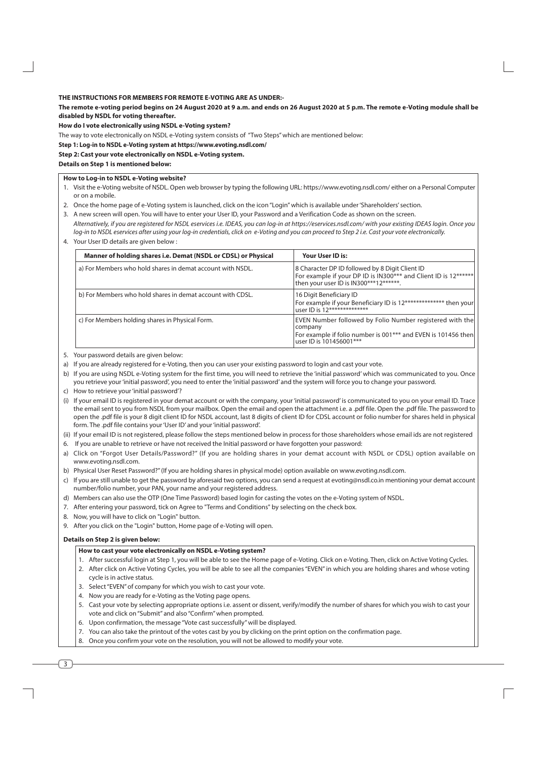**THE INSTRUCTIONS FOR MEMBERS FOR REMOTE E-VOTING ARE AS UNDER:-**

**The remote e-voting period begins on 24 August 2020 at 9 a.m. and ends on 26 August 2020 at 5 p.m. The remote e-Voting module shall be disabled by NSDL for voting thereafter.**

**How do I vote electronically using NSDL e-Voting system?**

The way to vote electronically on NSDL e-Voting system consists of "Two Steps" which are mentioned below:

**Step 1: Log-in to NSDL e-Voting system at https://www.evoting.nsdl.com/**

**Step 2: Cast your vote electronically on NSDL e-Voting system.**

**Details on Step 1 is mentioned below:**

**How to Log-in to NSDL e-Voting website?**

1. Visit the e-Voting website of NSDL. Open web browser by typing the following URL: https://www.evoting.nsdl.com/ either on a Personal Computer or on a mobile.
2. Once the home page of e-Voting system is launched, click on the icon "Login" which is available under 'Shareholders' section.
3. A new screen will open. You will have to enter your User ID, your Password and a Verification Code as shown on the screen.
   *Alternatively, if you are registered for NSDL eservices i.e. IDEAS, you can log-in at https://eservices.nsdl.com/ with your existing IDEAS login. Once you log-in to NSDL eservices after using your log-in credentials, click on e-Voting and you can proceed to Step 2 i.e. Cast your vote electronically.*
4. Your User ID details are given below :

| Manner of holding shares i.e. Demat (NSDL or CDSL) or Physical | Your User ID is: |
|---|---|
| a) For Members who hold shares in demat account with NSDL. | 8 Character DP ID followed by 8 Digit Client ID<br>For example if your DP ID is IN300*** and Client ID is 12****** then your user ID is IN300***12******. |
| b) For Members who hold shares in demat account with CDSL. | 16 Digit Beneficiary ID<br>For example if your Beneficiary ID is 12************** then your user ID is 12************** |
| c) For Members holding shares in Physical Form. | EVEN Number followed by Folio Number registered with the company<br>For example if folio number is 001*** and EVEN is 101456 then user ID is 101456001*** |

5. Your password details are given below:

a) If you are already registered for e-Voting, then you can user your existing password to login and cast your vote.

b) If you are using NSDL e-Voting system for the first time, you will need to retrieve the 'initial password' which was communicated to you. Once you retrieve your 'initial password', you need to enter the 'initial password' and the system will force you to change your password.

c) How to retrieve your 'initial password'?

(i) If your email ID is registered in your demat account or with the company, your 'initial password' is communicated to you on your email ID. Trace the email sent to you from NSDL from your mailbox. Open the email and open the attachment i.e. a .pdf file. Open the .pdf file. The password to open the .pdf file is your 8 digit client ID for NSDL account, last 8 digits of client ID for CDSL account or folio number for shares held in physical form. The .pdf file contains your 'User ID' and your 'initial password'.

(ii) If your email ID is not registered, please follow the steps mentioned below in process for those shareholders whose email ids are not registered

6. If you are unable to retrieve or have not received the Initial password or have forgotten your password:

a) Click on "Forgot User Details/Password?" (If you are holding shares in your demat account with NSDL or CDSL) option available on www.evoting.nsdl.com.

b) Physical User Reset Password?" (If you are holding shares in physical mode) option available on www.evoting.nsdl.com.

c) If you are still unable to get the password by aforesaid two options, you can send a request at evoting@nsdl.co.in mentioning your demat account number/folio number, your PAN, your name and your registered address.

d) Members can also use the OTP (One Time Password) based login for casting the votes on the e-Voting system of NSDL.

7. After entering your password, tick on Agree to "Terms and Conditions" by selecting on the check box.
8. Now, you will have to click on "Login" button.
9. After you click on the "Login" button, Home page of e-Voting will open.

**Details on Step 2 is given below:**

**How to cast your vote electronically on NSDL e-Voting system?**

1. After successful login at Step 1, you will be able to see the Home page of e-Voting. Click on e-Voting. Then, click on Active Voting Cycles.
2. After click on Active Voting Cycles, you will be able to see all the companies "EVEN" in which you are holding shares and whose voting cycle is in active status.
3. Select "EVEN" of company for which you wish to cast your vote.
4. Now you are ready for e-Voting as the Voting page opens.
5. Cast your vote by selecting appropriate options i.e. assent or dissent, verify/modify the number of shares for which you wish to cast your vote and click on "Submit" and also "Confirm" when prompted.
6. Upon confirmation, the message "Vote cast successfully" will be displayed.
7. You can also take the printout of the votes cast by you by clicking on the print option on the confirmation page.
8. Once you confirm your vote on the resolution, you will not be allowed to modify your vote.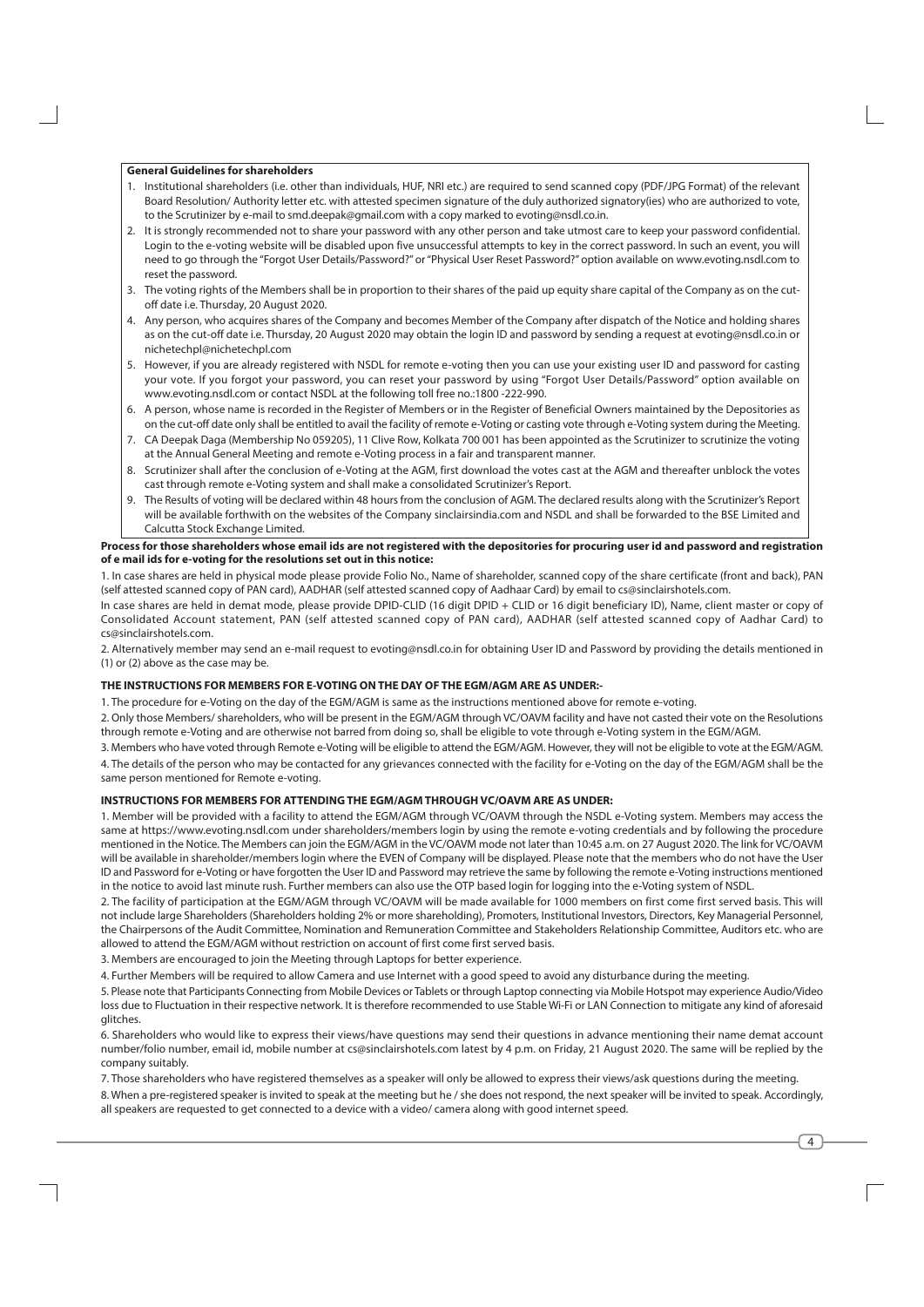**General Guidelines for shareholders**

1. Institutional shareholders (i.e. other than individuals, HUF, NRI etc.) are required to send scanned copy (PDF/JPG Format) of the relevant Board Resolution/ Authority letter etc. with attested specimen signature of the duly authorized signatory(ies) who are authorized to vote, to the Scrutinizer by e-mail to smd.deepak@gmail.com with a copy marked to evoting@nsdl.co.in.
2. It is strongly recommended not to share your password with any other person and take utmost care to keep your password confidential. Login to the e-voting website will be disabled upon five unsuccessful attempts to key in the correct password. In such an event, you will need to go through the "Forgot User Details/Password?" or "Physical User Reset Password?" option available on www.evoting.nsdl.com to reset the password.
3. The voting rights of the Members shall be in proportion to their shares of the paid up equity share capital of the Company as on the cut-off date i.e. Thursday, 20 August 2020.
4. Any person, who acquires shares of the Company and becomes Member of the Company after dispatch of the Notice and holding shares as on the cut-off date i.e. Thursday, 20 August 2020 may obtain the login ID and password by sending a request at evoting@nsdl.co.in or nichetechpl@nichetechpl.com
5. However, if you are already registered with NSDL for remote e-voting then you can use your existing user ID and password for casting your vote. If you forgot your password, you can reset your password by using "Forgot User Details/Password" option available on www.evoting.nsdl.com or contact NSDL at the following toll free no.:1800 -222-990.
6. A person, whose name is recorded in the Register of Members or in the Register of Beneficial Owners maintained by the Depositories as on the cut-off date only shall be entitled to avail the facility of remote e-Voting or casting vote through e-Voting system during the Meeting.
7. CA Deepak Daga (Membership No 059205), 11 Clive Row, Kolkata 700 001 has been appointed as the Scrutinizer to scrutinize the voting at the Annual General Meeting and remote e-Voting process in a fair and transparent manner.
8. Scrutinizer shall after the conclusion of e-Voting at the AGM, first download the votes cast at the AGM and thereafter unblock the votes cast through remote e-Voting system and shall make a consolidated Scrutinizer's Report.
9. The Results of voting will be declared within 48 hours from the conclusion of AGM. The declared results along with the Scrutinizer's Report will be available forthwith on the websites of the Company sinclairsindia.com and NSDL and shall be forwarded to the BSE Limited and Calcutta Stock Exchange Limited.

**Process for those shareholders whose email ids are not registered with the depositories for procuring user id and password and registration of e mail ids for e-voting for the resolutions set out in this notice:**

1. In case shares are held in physical mode please provide Folio No., Name of shareholder, scanned copy of the share certificate (front and back), PAN (self attested scanned copy of PAN card), AADHAR (self attested scanned copy of Aadhaar Card) by email to cs@sinclairshotels.com.

In case shares are held in demat mode, please provide DPID-CLID (16 digit DPID + CLID or 16 digit beneficiary ID), Name, client master or copy of Consolidated Account statement, PAN (self attested scanned copy of PAN card), AADHAR (self attested scanned copy of Aadhar Card) to cs@sinclairshotels.com.

2. Alternatively member may send an e-mail request to evoting@nsdl.co.in for obtaining User ID and Password by providing the details mentioned in (1) or (2) above as the case may be.

**THE INSTRUCTIONS FOR MEMBERS FOR E-VOTING ON THE DAY OF THE EGM/AGM ARE AS UNDER:-**

1. The procedure for e-Voting on the day of the EGM/AGM is same as the instructions mentioned above for remote e-voting.

2. Only those Members/ shareholders, who will be present in the EGM/AGM through VC/OAVM facility and have not casted their vote on the Resolutions through remote e-Voting and are otherwise not barred from doing so, shall be eligible to vote through e-Voting system in the EGM/AGM.

3. Members who have voted through Remote e-Voting will be eligible to attend the EGM/AGM. However, they will not be eligible to vote at the EGM/AGM.

4. The details of the person who may be contacted for any grievances connected with the facility for e-Voting on the day of the EGM/AGM shall be the same person mentioned for Remote e-voting.

**INSTRUCTIONS FOR MEMBERS FOR ATTENDING THE EGM/AGM THROUGH VC/OAVM ARE AS UNDER:**

1. Member will be provided with a facility to attend the EGM/AGM through VC/OAVM through the NSDL e-Voting system. Members may access the same at https://www.evoting.nsdl.com under shareholders/members login by using the remote e-voting credentials and by following the procedure mentioned in the Notice. The Members can join the EGM/AGM in the VC/OAVM mode not later than 10:45 a.m. on 27 August 2020. The link for VC/OAVM will be available in shareholder/members login where the EVEN of Company will be displayed. Please note that the members who do not have the User ID and Password for e-Voting or have forgotten the User ID and Password may retrieve the same by following the remote e-Voting instructions mentioned in the notice to avoid last minute rush. Further members can also use the OTP based login for logging into the e-Voting system of NSDL.

2. The facility of participation at the EGM/AGM through VC/OAVM will be made available for 1000 members on first come first served basis. This will not include large Shareholders (Shareholders holding 2% or more shareholding), Promoters, Institutional Investors, Directors, Key Managerial Personnel, the Chairpersons of the Audit Committee, Nomination and Remuneration Committee and Stakeholders Relationship Committee, Auditors etc. who are allowed to attend the EGM/AGM without restriction on account of first come first served basis.

3. Members are encouraged to join the Meeting through Laptops for better experience.

4. Further Members will be required to allow Camera and use Internet with a good speed to avoid any disturbance during the meeting.

5. Please note that Participants Connecting from Mobile Devices or Tablets or through Laptop connecting via Mobile Hotspot may experience Audio/Video loss due to Fluctuation in their respective network. It is therefore recommended to use Stable Wi-Fi or LAN Connection to mitigate any kind of aforesaid glitches.

6. Shareholders who would like to express their views/have questions may send their questions in advance mentioning their name demat account number/folio number, email id, mobile number at cs@sinclairshotels.com latest by 4 p.m. on Friday, 21 August 2020. The same will be replied by the company suitably.

7. Those shareholders who have registered themselves as a speaker will only be allowed to express their views/ask questions during the meeting.

8. When a pre-registered speaker is invited to speak at the meeting but he / she does not respond, the next speaker will be invited to speak. Accordingly, all speakers are requested to get connected to a device with a video/ camera along with good internet speed.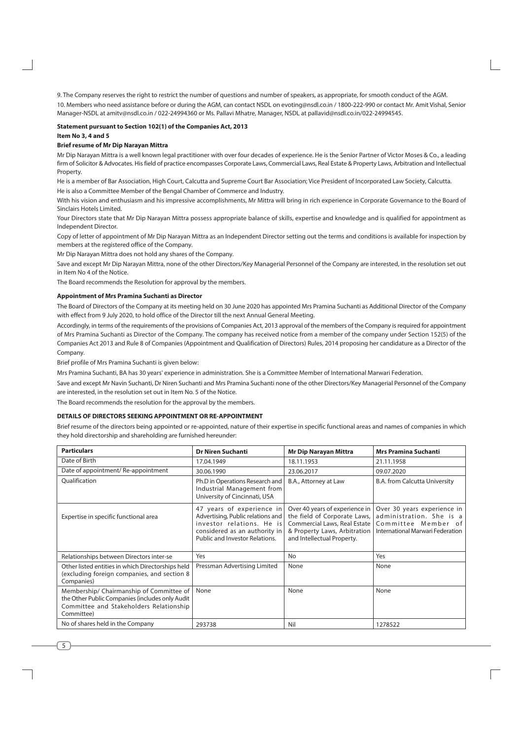9. The Company reserves the right to restrict the number of questions and number of speakers, as appropriate, for smooth conduct of the AGM.

10. Members who need assistance before or during the AGM, can contact NSDL on evoting@nsdl.co.in / 1800-222-990 or contact Mr. Amit Vishal, Senior Manager-NSDL at amitv@nsdl.co.in / 022-24994360 or Ms. Pallavi Mhatre, Manager, NSDL at pallavid@nsdl.co.in/022-24994545.

**Statement pursuant to Section 102(1) of the Companies Act, 2013**

**Item No 3, 4 and 5**

**Brief resume of Mr Dip Narayan Mittra**

Mr Dip Narayan Mittra is a well known legal practitioner with over four decades of experience. He is the Senior Partner of Victor Moses & Co., a leading firm of Solicitor & Advocates. His field of practice encompasses Corporate Laws, Commercial Laws, Real Estate & Property Laws, Arbitration and Intellectual Property.

He is a member of Bar Association, High Court, Calcutta and Supreme Court Bar Association; Vice President of Incorporated Law Society, Calcutta.

He is also a Committee Member of the Bengal Chamber of Commerce and Industry.

With his vision and enthusiasm and his impressive accomplishments, Mr Mittra will bring in rich experience in Corporate Governance to the Board of Sinclairs Hotels Limited.

Your Directors state that Mr Dip Narayan Mittra possess appropriate balance of skills, expertise and knowledge and is qualified for appointment as Independent Director.

Copy of letter of appointment of Mr Dip Narayan Mittra as an Independent Director setting out the terms and conditions is available for inspection by members at the registered office of the Company.

Mr Dip Narayan Mittra does not hold any shares of the Company.

Save and except Mr Dip Narayan Mittra, none of the other Directors/Key Managerial Personnel of the Company are interested, in the resolution set out in Item No 4 of the Notice.

The Board recommends the Resolution for approval by the members.

**Appointment of Mrs Pramina Suchanti as Director**

The Board of Directors of the Company at its meeting held on 30 June 2020 has appointed Mrs Pramina Suchanti as Additional Director of the Company with effect from 9 July 2020, to hold office of the Director till the next Annual General Meeting.

Accordingly, in terms of the requirements of the provisions of Companies Act, 2013 approval of the members of the Company is required for appointment of Mrs Pramina Suchanti as Director of the Company. The company has received notice from a member of the company under Section 152(5) of the Companies Act 2013 and Rule 8 of Companies (Appointment and Qualification of Directors) Rules, 2014 proposing her candidature as a Director of the Company.

Brief profile of Mrs Pramina Suchanti is given below:

Mrs Pramina Suchanti, BA has 30 years' experience in administration. She is a Committee Member of International Marwari Federation.

Save and except Mr Navin Suchanti, Dr Niren Suchanti and Mrs Pramina Suchanti none of the other Directors/Key Managerial Personnel of the Company are interested, in the resolution set out in Item No. 5 of the Notice.

The Board recommends the resolution for the approval by the members.

**DETAILS OF DIRECTORS SEEKING APPOINTMENT OR RE-APPOINTMENT**

Brief resume of the directors being appointed or re-appointed, nature of their expertise in specific functional areas and names of companies in which they hold directorship and shareholding are furnished hereunder:

| Particulars | Dr Niren Suchanti | Mr Dip Narayan Mittra | Mrs Pramina Suchanti |
|---|---|---|---|
| Date of Birth | 17.04.1949 | 18.11.1953 | 21.11.1958 |
| Date of appointment/ Re-appointment | 30.06.1990 | 23.06.2017 | 09.07.2020 |
| Qualification | Ph.D in Operations Research and Industrial Management from University of Cincinnati, USA | B.A., Attorney at Law | B.A. from Calcutta University |
| Expertise in specific functional area | 47 years of experience in Advertising, Public relations and investor relations. He is considered as an authority in Public and Investor Relations. | Over 40 years of experience in the field of Corporate Laws, Commercial Laws, Real Estate & Property Laws, Arbitration and Intellectual Property. | Over 30 years experience in administration. She is a Committee Member of International Marwari Federation |
| Relationships between Directors inter-se | Yes | No | Yes |
| Other listed entities in which Directorships held (excluding foreign companies, and section 8 Companies) | Pressman Advertising Limited | None | None |
| Membership/ Chairmanship of Committee of the Other Public Companies (includes only Audit Committee and Stakeholders Relationship Committee) | None | None | None |
| No of shares held in the Company | 293738 | Nil | 1278522 |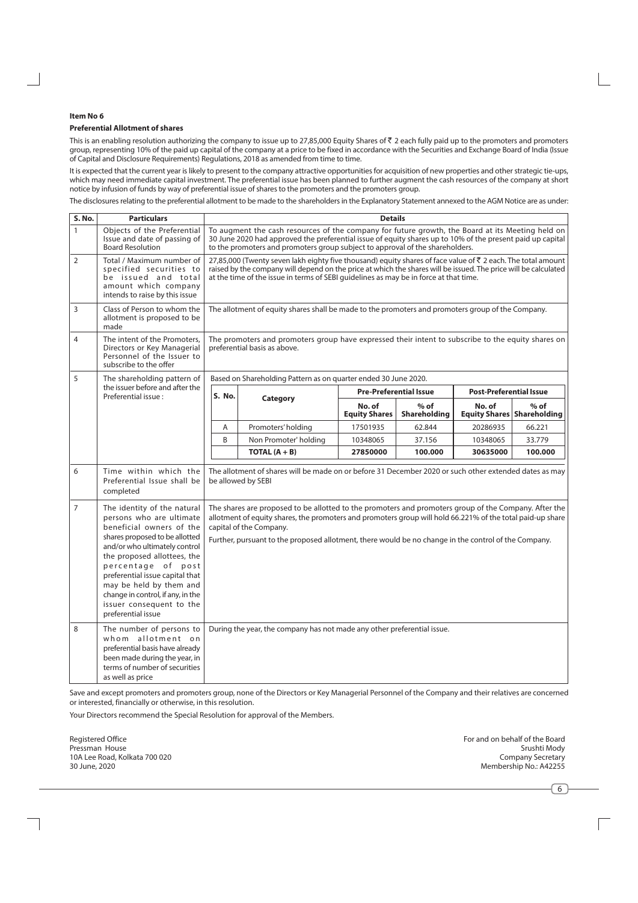**Item No 6**

**Preferential Allotment of shares**

This is an enabling resolution authorizing the company to issue up to 27,85,000 Equity Shares of ₹ 2 each fully paid up to the promoters and promoters group, representing 10% of the paid up capital of the company at a price to be fixed in accordance with the Securities and Exchange Board of India (Issue of Capital and Disclosure Requirements) Regulations, 2018 as amended from time to time.

It is expected that the current year is likely to present to the company attractive opportunities for acquisition of new properties and other strategic tie-ups, which may need immediate capital investment. The preferential issue has been planned to further augment the cash resources of the company at short notice by infusion of funds by way of preferential issue of shares to the promoters and the promoters group.

The disclosures relating to the preferential allotment to be made to the shareholders in the Explanatory Statement annexed to the AGM Notice are as under:

| S. No. | Particulars | Details |
|---|---|---|
| 1 | Objects of the Preferential Issue and date of passing of Board Resolution | To augment the cash resources of the company for future growth, the Board at its Meeting held on 30 June 2020 had approved the preferential issue of equity shares up to 10% of the present paid up capital to the promoters and promoters group subject to approval of the shareholders. |
| 2 | Total / Maximum number of specified securities to be issued and total amount which company intends to raise by this issue | 27,85,000 (Twenty seven lakh eighty five thousand) equity shares of face value of ₹ 2 each. The total amount raised by the company will depend on the price at which the shares will be issued. The price will be calculated at the time of the issue in terms of SEBI guidelines as may be in force at that time. |
| 3 | Class of Person to whom the allotment is proposed to be made | The allotment of equity shares shall be made to the promoters and promoters group of the Company. |
| 4 | The intent of the Promoters, Directors or Key Managerial Personnel of the Issuer to subscribe to the offer | The promoters and promoters group have expressed their intent to subscribe to the equity shares on preferential basis as above. |
| 5 | The shareholding pattern of the issuer before and after the Preferential issue : | Based on Shareholding Pattern as on quarter ended 30 June 2020. (see table below) |
| 6 | Time within which the Preferential Issue shall be completed | The allotment of shares will be made on or before 31 December 2020 or such other extended dates as may be allowed by SEBI |
| 7 | The identity of the natural persons who are ultimate beneficial owners of the shares proposed to be allotted and/or who ultimately control the proposed allottees, the percentage of post preferential issue capital that may be held by them and change in control, if any, in the issuer consequent to the preferential issue | The shares are proposed to be allotted to the promoters and promoters group of the Company. After the allotment of equity shares, the promoters and promoters group will hold 66.221% of the total paid-up share capital of the Company.<br>Further, pursuant to the proposed allotment, there would be no change in the control of the Company. |
| 8 | The number of persons to whom allotment on preferential basis have already been made during the year, in terms of number of securities as well as price | During the year, the company has not made any other preferential issue. |

Shareholding pattern (Item 5):

| S. No. | Category | Pre-Preferential Issue | | Post-Preferential Issue | |
|---|---|---|---|---|---|
| | | No. of Equity Shares | % of Shareholding | No. of Equity Shares | % of Shareholding |
| A | Promoters' holding | 17501935 | 62.844 | 20286935 | 66.221 |
| B | Non Promoter' holding | 10348065 | 37.156 | 10348065 | 33.779 |
| | **TOTAL (A + B)** | **27850000** | **100.000** | **30635000** | **100.000** |

Save and except promoters and promoters group, none of the Directors or Key Managerial Personnel of the Company and their relatives are concerned or interested, financially or otherwise, in this resolution.

Your Directors recommend the Special Resolution for approval of the Members.

Registered Office
Pressman House
10A Lee Road, Kolkata 700 020
30 June, 2020

For and on behalf of the Board
Srushti Mody
Company Secretary
Membership No.: A42255